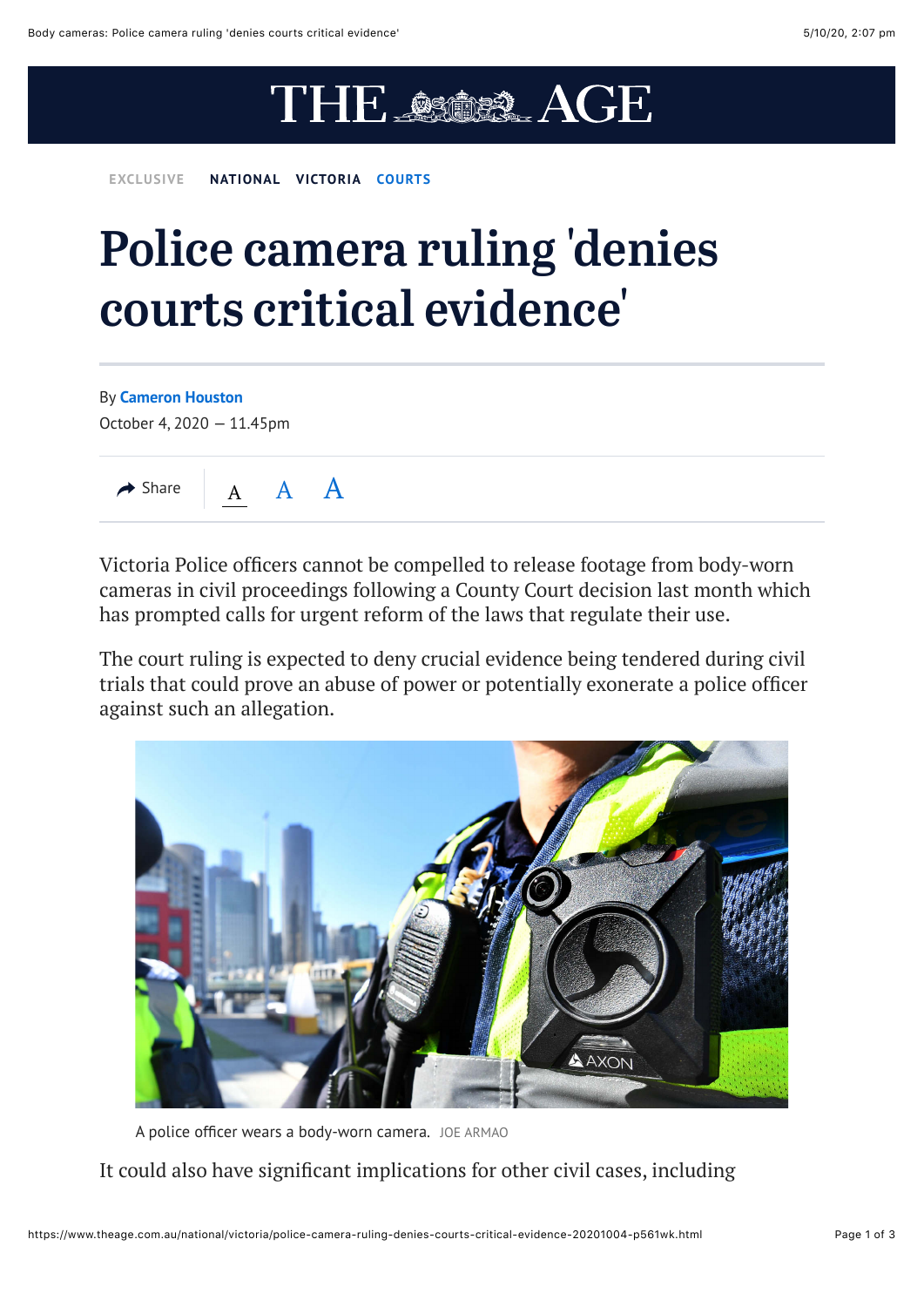EXCLUSIVE NATIONAL VICTORIA COURTS

# Police camera ruling 'denies courts critical evidence'

By **Cameron Houston**

October 4, 2020 — 11.45pm

Victoria Police officers cannot be compelled to release footage from body-worn cameras in civil proceedings following a County Court decision last month which has prompted calls for urgent reform of the laws that regulate their use.

The court ruling is expected to deny crucial evidence being tendered during civil trials that could prove an abuse of power or potentially exonerate a police officer against such an allegation.

A police officer wears a body-worn camera. JOE ARMAO

It could also have significant implications for other civil cases, including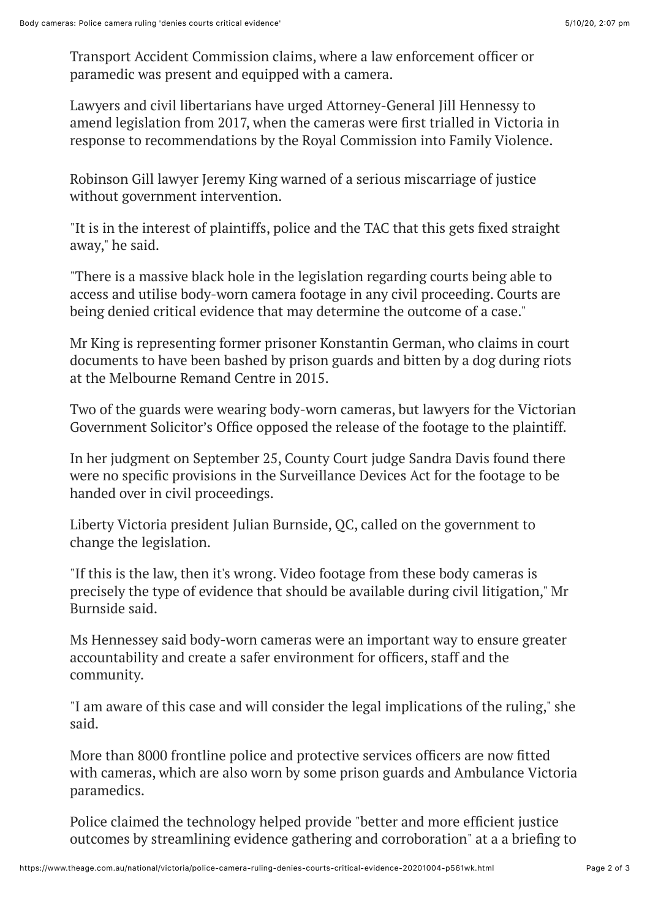Transport Accident Commission claims, where a law enforcement officer or paramedic was present and equipped with a camera.

Lawyers and civil libertarians have urged Attorney-General Jill Hennessy to amend legislation from 2017, when the cameras were first trialled in Victoria in response to recommendations by the Royal Commission into Family Violence.

Robinson Gill lawyer Jeremy King warned of a serious miscarriage of justice without government intervention.

"It is in the interest of plaintiffs, police and the TAC that this gets fixed straight away," he said.

"There is a massive black hole in the legislation regarding courts being able to access and utilise body-worn camera footage in any civil proceeding. Courts are being denied critical evidence that may determine the outcome of a case."

Mr King is representing former prisoner Konstantin German, who claims in court documents to have been bashed by prison guards and bitten by a dog during riots at the Melbourne Remand Centre in 2015.

Two of the guards were wearing body-worn cameras, but lawyers for the Victorian Government Solicitor's Office opposed the release of the footage to the plaintiff.

In her judgment on September 25, County Court judge Sandra Davis found there were no specific provisions in the Surveillance Devices Act for the footage to be handed over in civil proceedings.

Liberty Victoria president Julian Burnside, QC, called on the government to change the legislation.

"If this is the law, then it's wrong. Video footage from these body cameras is precisely the type of evidence that should be available during civil litigation," Mr Burnside said.

Ms Hennessey said body-worn cameras were an important way to ensure greater accountability and create a safer environment for officers, staff and the community.

"I am aware of this case and will consider the legal implications of the ruling," she said.

More than 8000 frontline police and protective services officers are now fitted with cameras, which are also worn by some prison guards and Ambulance Victoria paramedics.

Police claimed the technology helped provide "better and more efficient justice outcomes by streamlining evidence gathering and corroboration" at a a briefing to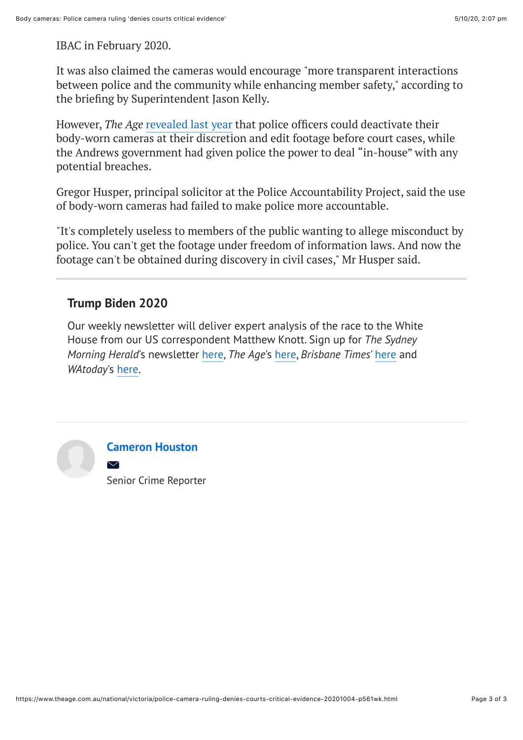IBAC in February 2020.

It was also claimed the cameras would encourage "more transparent interactions between police and the community while enhancing member safety," according to the briefing by Superintendent Jason Kelly.

However, *The Age* revealed last year that police officers could deactivate their body-worn cameras at their discretion and edit footage before court cases, while the Andrews government had given police the power to deal "in-house" with any potential breaches.

Gregor Husper, principal solicitor at the Police Accountability Project, said the use of body-worn cameras had failed to make police more accountable.

"It's completely useless to members of the public wanting to allege misconduct by police. You can't get the footage under freedom of information laws. And now the footage can't be obtained during discovery in civil cases," Mr Husper said.

---

### Trump Biden 2020

Our weekly newsletter will deliver expert analysis of the race to the White House from our US correspondent Matthew Knott. Sign up for *The Sydney Morning Herald*'s newsletter here, *The Age*'s here, *Brisbane Times*' here and *WAtoday*'s here.

---

**Cameron Houston**

Senior Crime Reporter